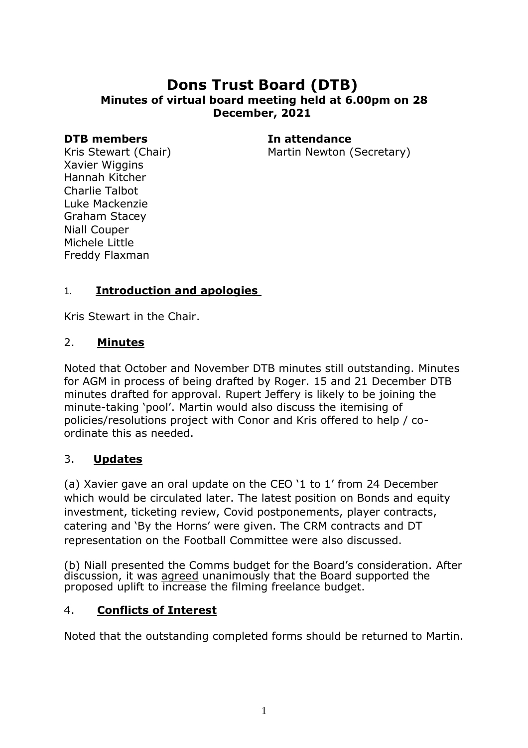# Dons Trust Board (DTB)

**Minutes of virtual board meeting held at 6.00pm on 28 December, 2021**

**DTB members**

Kris Stewart (Chair)
Xavier Wiggins
Hannah Kitcher
Charlie Talbot
Luke Mackenzie
Graham Stacey
Niall Couper
Michele Little
Freddy Flaxman

**In attendance**

Martin Newton (Secretary)

## 1. Introduction and apologies

Kris Stewart in the Chair.

## 2. Minutes

Noted that October and November DTB minutes still outstanding. Minutes for AGM in process of being drafted by Roger. 15 and 21 December DTB minutes drafted for approval. Rupert Jeffery is likely to be joining the minute-taking 'pool'. Martin would also discuss the itemising of policies/resolutions project with Conor and Kris offered to help / co-ordinate this as needed.

## 3. Updates

(a) Xavier gave an oral update on the CEO '1 to 1' from 24 December which would be circulated later. The latest position on Bonds and equity investment, ticketing review, Covid postponements, player contracts, catering and 'By the Horns' were given. The CRM contracts and DT representation on the Football Committee were also discussed.

(b) Niall presented the Comms budget for the Board's consideration. After discussion, it was agreed unanimously that the Board supported the proposed uplift to increase the filming freelance budget.

## 4. Conflicts of Interest

Noted that the outstanding completed forms should be returned to Martin.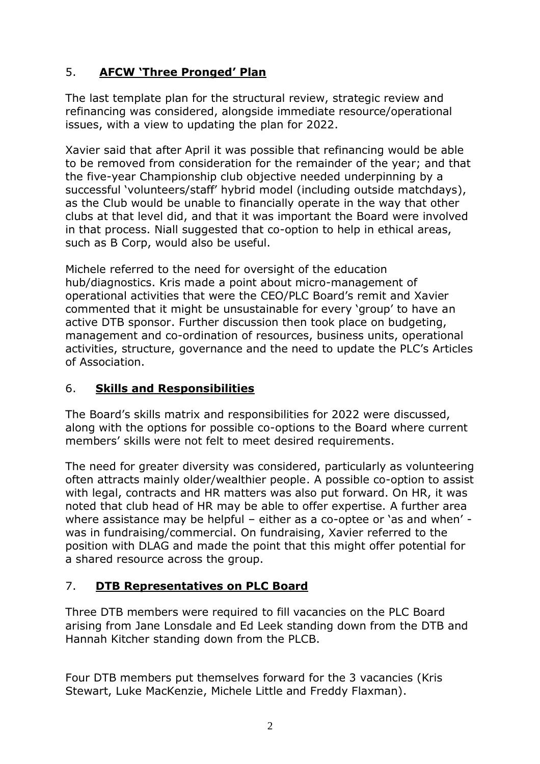## 5. **AFCW 'Three Pronged' Plan**

The last template plan for the structural review, strategic review and refinancing was considered, alongside immediate resource/operational issues, with a view to updating the plan for 2022.

Xavier said that after April it was possible that refinancing would be able to be removed from consideration for the remainder of the year; and that the five-year Championship club objective needed underpinning by a successful 'volunteers/staff' hybrid model (including outside matchdays), as the Club would be unable to financially operate in the way that other clubs at that level did, and that it was important the Board were involved in that process. Niall suggested that co-option to help in ethical areas, such as B Corp, would also be useful.

Michele referred to the need for oversight of the education hub/diagnostics. Kris made a point about micro-management of operational activities that were the CEO/PLC Board's remit and Xavier commented that it might be unsustainable for every 'group' to have an active DTB sponsor. Further discussion then took place on budgeting, management and co-ordination of resources, business units, operational activities, structure, governance and the need to update the PLC's Articles of Association.

## 6. **Skills and Responsibilities**

The Board's skills matrix and responsibilities for 2022 were discussed, along with the options for possible co-options to the Board where current members' skills were not felt to meet desired requirements.

The need for greater diversity was considered, particularly as volunteering often attracts mainly older/wealthier people. A possible co-option to assist with legal, contracts and HR matters was also put forward. On HR, it was noted that club head of HR may be able to offer expertise. A further area where assistance may be helpful – either as a co-optee or 'as and when' - was in fundraising/commercial. On fundraising, Xavier referred to the position with DLAG and made the point that this might offer potential for a shared resource across the group.

## 7. **DTB Representatives on PLC Board**

Three DTB members were required to fill vacancies on the PLC Board arising from Jane Lonsdale and Ed Leek standing down from the DTB and Hannah Kitcher standing down from the PLCB.

Four DTB members put themselves forward for the 3 vacancies (Kris Stewart, Luke MacKenzie, Michele Little and Freddy Flaxman).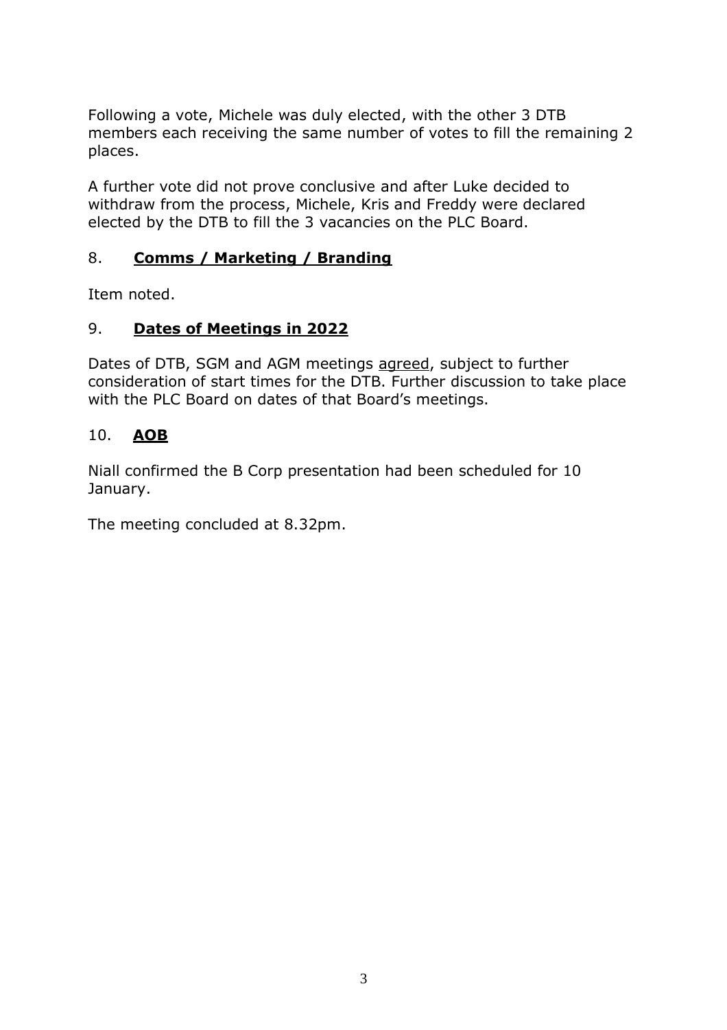Following a vote, Michele was duly elected, with the other 3 DTB members each receiving the same number of votes to fill the remaining 2 places.

A further vote did not prove conclusive and after Luke decided to withdraw from the process, Michele, Kris and Freddy were declared elected by the DTB to fill the 3 vacancies on the PLC Board.

## 8. **Comms / Marketing / Branding**

Item noted.

## 9. **Dates of Meetings in 2022**

Dates of DTB, SGM and AGM meetings agreed, subject to further consideration of start times for the DTB. Further discussion to take place with the PLC Board on dates of that Board's meetings.

## 10. **AOB**

Niall confirmed the B Corp presentation had been scheduled for 10 January.

The meeting concluded at 8.32pm.